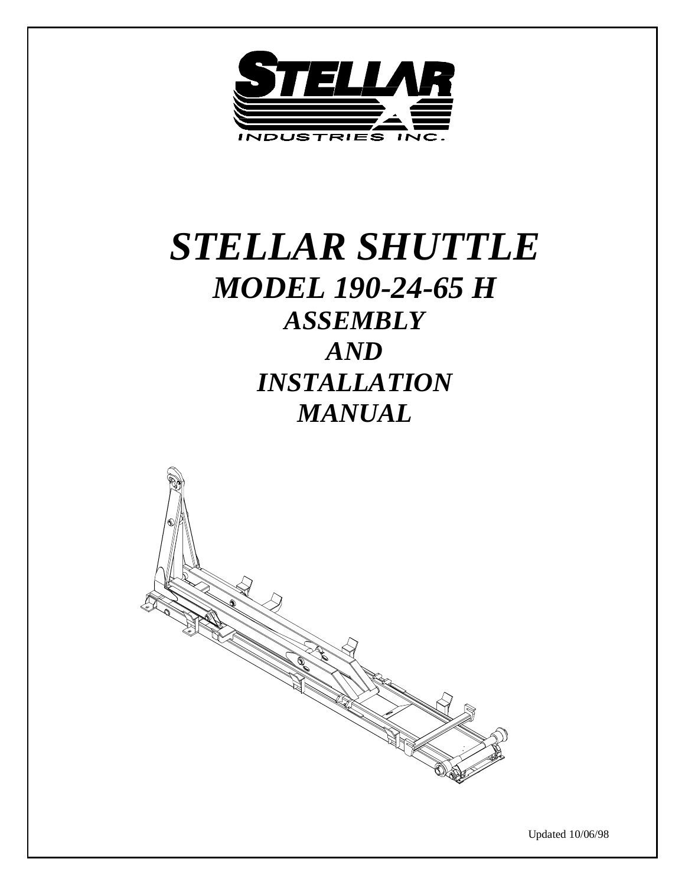STELLAR INDUSTRIES INC.

# STELLAR SHUTTLE

## MODEL 190-24-65 H

## ASSEMBLY AND INSTALLATION MANUAL

Updated 10/06/98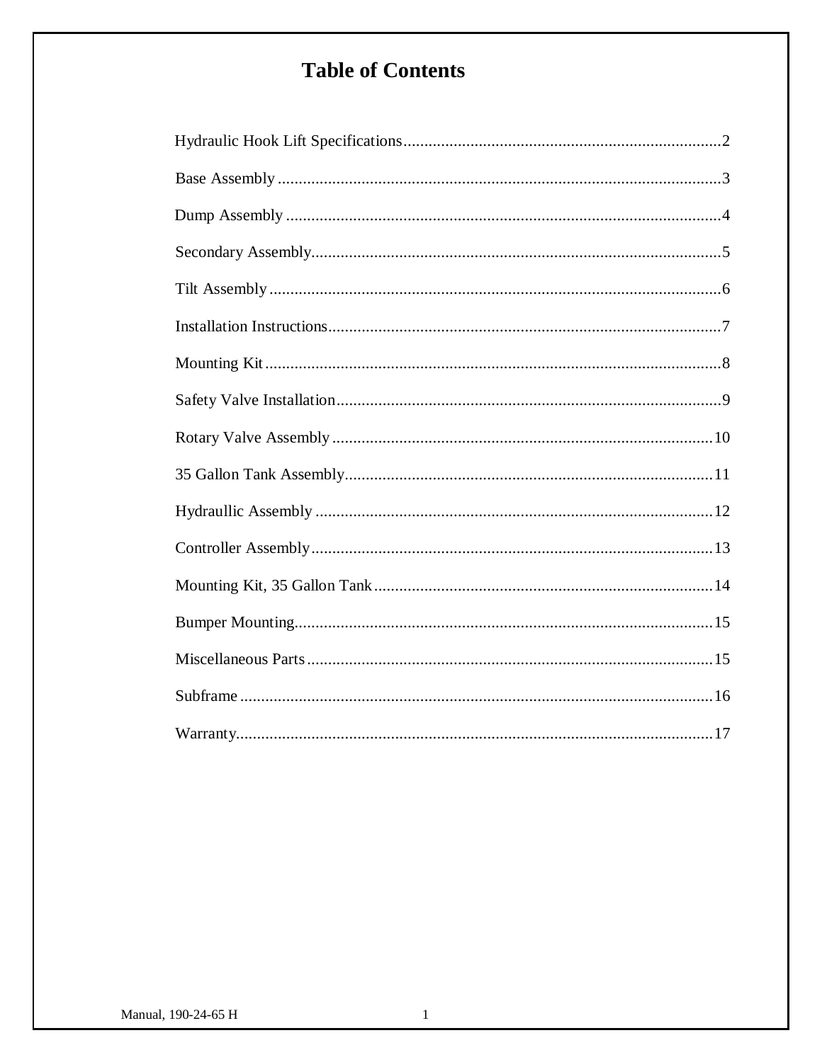# Table of Contents

| | |
|---|---|
| Hydraulic Hook Lift Specifications | 2 |
| Base Assembly | 3 |
| Dump Assembly | 4 |
| Secondary Assembly | 5 |
| Tilt Assembly | 6 |
| Installation Instructions | 7 |
| Mounting Kit | 8 |
| Safety Valve Installation | 9 |
| Rotary Valve Assembly | 10 |
| 35 Gallon Tank Assembly | 11 |
| Hydraullic Assembly | 12 |
| Controller Assembly | 13 |
| Mounting Kit, 35 Gallon Tank | 14 |
| Bumper Mounting | 15 |
| Miscellaneous Parts | 15 |
| Subframe | 16 |
| Warranty | 17 |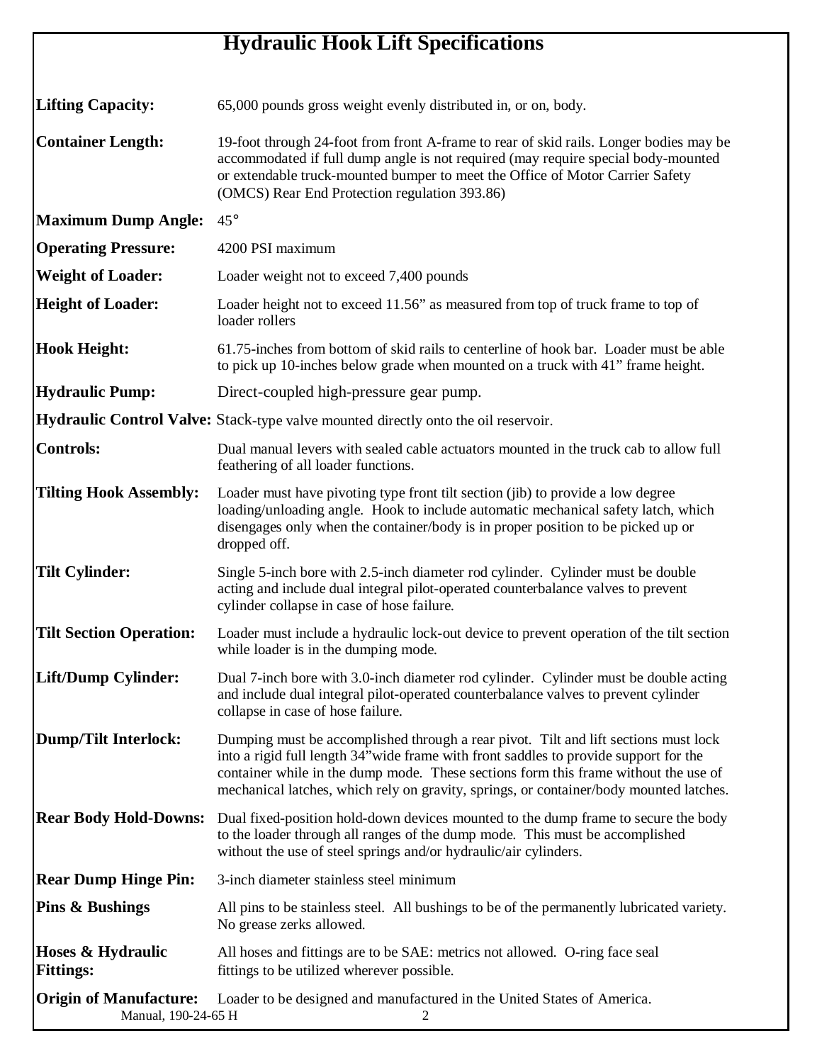# Hydraulic Hook Lift Specifications

**Lifting Capacity:** 65,000 pounds gross weight evenly distributed in, or on, body.

**Container Length:** 19-foot through 24-foot from front A-frame to rear of skid rails. Longer bodies may be accommodated if full dump angle is not required (may require special body-mounted or extendable truck-mounted bumper to meet the Office of Motor Carrier Safety (OMCS) Rear End Protection regulation 393.86)

**Maximum Dump Angle:** 45°

**Operating Pressure:** 4200 PSI maximum

**Weight of Loader:** Loader weight not to exceed 7,400 pounds

**Height of Loader:** Loader height not to exceed 11.56" as measured from top of truck frame to top of loader rollers

**Hook Height:** 61.75-inches from bottom of skid rails to centerline of hook bar. Loader must be able to pick up 10-inches below grade when mounted on a truck with 41" frame height.

**Hydraulic Pump:** Direct-coupled high-pressure gear pump.

**Hydraulic Control Valve:** Stack-type valve mounted directly onto the oil reservoir.

**Controls:** Dual manual levers with sealed cable actuators mounted in the truck cab to allow full feathering of all loader functions.

**Tilting Hook Assembly:** Loader must have pivoting type front tilt section (jib) to provide a low degree loading/unloading angle. Hook to include automatic mechanical safety latch, which disengages only when the container/body is in proper position to be picked up or dropped off.

**Tilt Cylinder:** Single 5-inch bore with 2.5-inch diameter rod cylinder. Cylinder must be double acting and include dual integral pilot-operated counterbalance valves to prevent cylinder collapse in case of hose failure.

**Tilt Section Operation:** Loader must include a hydraulic lock-out device to prevent operation of the tilt section while loader is in the dumping mode.

**Lift/Dump Cylinder:** Dual 7-inch bore with 3.0-inch diameter rod cylinder. Cylinder must be double acting and include dual integral pilot-operated counterbalance valves to prevent cylinder collapse in case of hose failure.

**Dump/Tilt Interlock:** Dumping must be accomplished through a rear pivot. Tilt and lift sections must lock into a rigid full length 34"wide frame with front saddles to provide support for the container while in the dump mode. These sections form this frame without the use of mechanical latches, which rely on gravity, springs, or container/body mounted latches.

**Rear Body Hold-Downs:** Dual fixed-position hold-down devices mounted to the dump frame to secure the body to the loader through all ranges of the dump mode. This must be accomplished without the use of steel springs and/or hydraulic/air cylinders.

**Rear Dump Hinge Pin:** 3-inch diameter stainless steel minimum

**Pins & Bushings** All pins to be stainless steel. All bushings to be of the permanently lubricated variety. No grease zerks allowed.

**Hoses & Hydraulic Fittings:** All hoses and fittings are to be SAE: metrics not allowed. O-ring face seal fittings to be utilized wherever possible.

**Origin of Manufacture:** Loader to be designed and manufactured in the United States of America.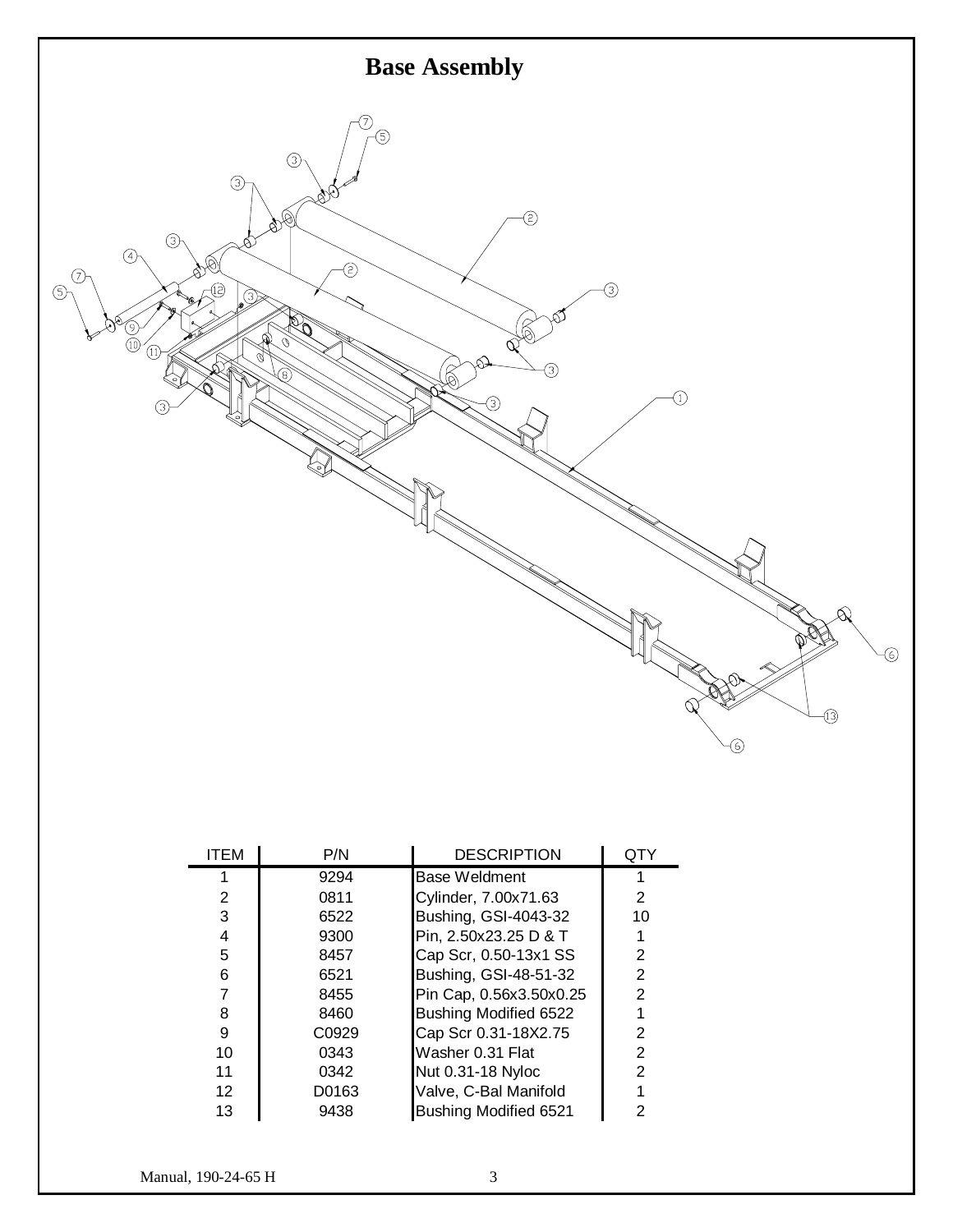# Base Assembly

| ITEM | P/N | DESCRIPTION | QTY |
|---|---|---|---|
| 1 | 9294 | Base Weldment | 1 |
| 2 | 0811 | Cylinder, 7.00x71.63 | 2 |
| 3 | 6522 | Bushing, GSI-4043-32 | 10 |
| 4 | 9300 | Pin, 2.50x23.25 D & T | 1 |
| 5 | 8457 | Cap Scr, 0.50-13x1 SS | 2 |
| 6 | 6521 | Bushing, GSI-48-51-32 | 2 |
| 7 | 8455 | Pin Cap, 0.56x3.50x0.25 | 2 |
| 8 | 8460 | Bushing Modified 6522 | 1 |
| 9 | C0929 | Cap Scr 0.31-18X2.75 | 2 |
| 10 | 0343 | Washer 0.31 Flat | 2 |
| 11 | 0342 | Nut 0.31-18 Nyloc | 2 |
| 12 | D0163 | Valve, C-Bal Manifold | 1 |
| 13 | 9438 | Bushing Modified 6521 | 2 |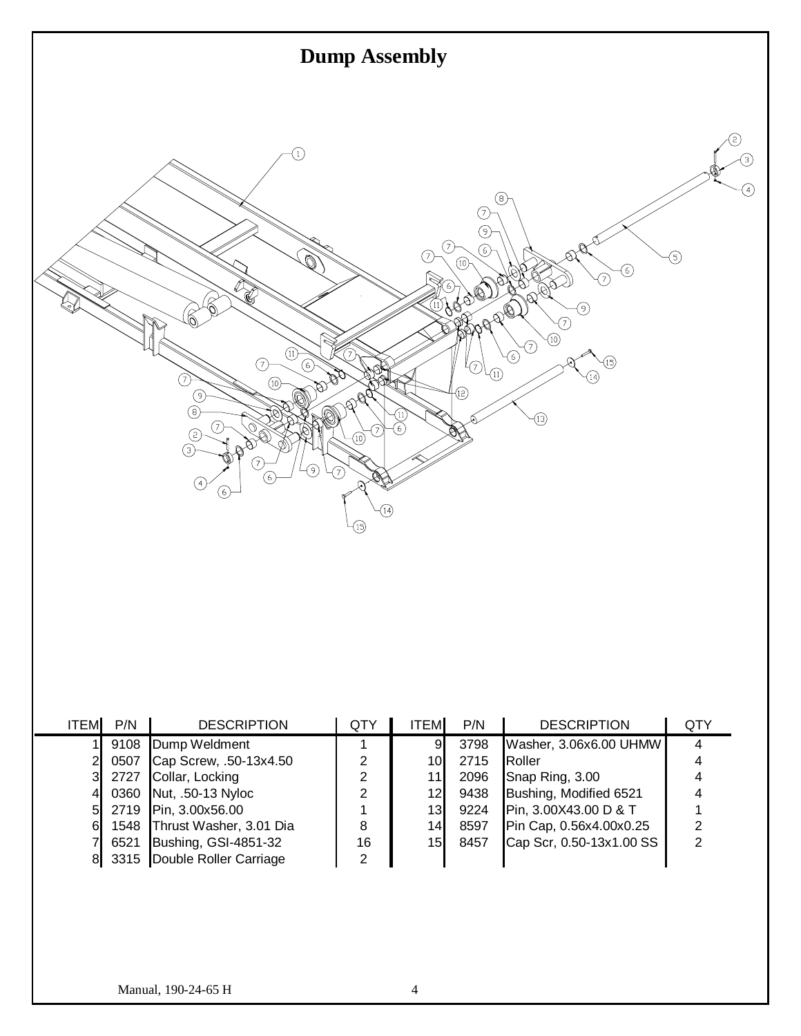# Dump Assembly

| ITEM | P/N | DESCRIPTION | QTY | ITEM | P/N | DESCRIPTION | QTY |
|---|---|---|---|---|---|---|---|
| 1 | 9108 | Dump Weldment | 1 | 9 | 3798 | Washer, 3.06x6.00 UHMW | 4 |
| 2 | 0507 | Cap Screw, .50-13x4.50 | 2 | 10 | 2715 | Roller | 4 |
| 3 | 2727 | Collar, Locking | 2 | 11 | 2096 | Snap Ring, 3.00 | 4 |
| 4 | 0360 | Nut, .50-13 Nyloc | 2 | 12 | 9438 | Bushing, Modified 6521 | 4 |
| 5 | 2719 | Pin, 3.00x56.00 | 1 | 13 | 9224 | Pin, 3.00X43.00 D & T | 1 |
| 6 | 1548 | Thrust Washer, 3.01 Dia | 8 | 14 | 8597 | Pin Cap, 0.56x4.00x0.25 | 2 |
| 7 | 6521 | Bushing, GSI-4851-32 | 16 | 15 | 8457 | Cap Scr, 0.50-13x1.00 SS | 2 |
| 8 | 3315 | Double Roller Carriage | 2 | | | | |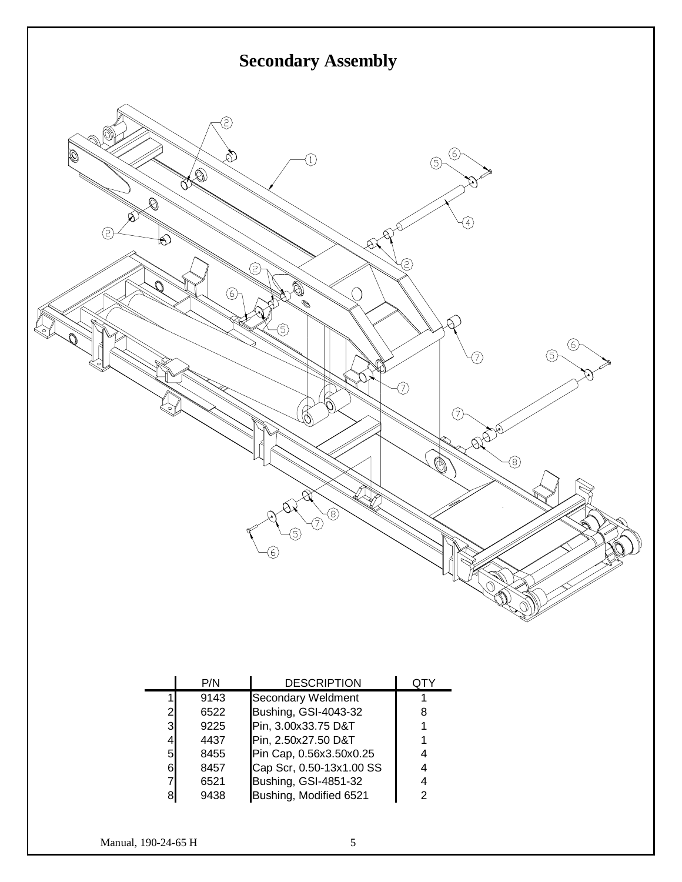# Secondary Assembly

| | P/N | DESCRIPTION | QTY |
|---|---|---|---|
| 1 | 9143 | Secondary Weldment | 1 |
| 2 | 6522 | Bushing, GSI-4043-32 | 8 |
| 3 | 9225 | Pin, 3.00x33.75 D&T | 1 |
| 4 | 4437 | Pin, 2.50x27.50 D&T | 1 |
| 5 | 8455 | Pin Cap, 0.56x3.50x0.25 | 4 |
| 6 | 8457 | Cap Scr, 0.50-13x1.00 SS | 4 |
| 7 | 6521 | Bushing, GSI-4851-32 | 4 |
| 8 | 9438 | Bushing, Modified 6521 | 2 |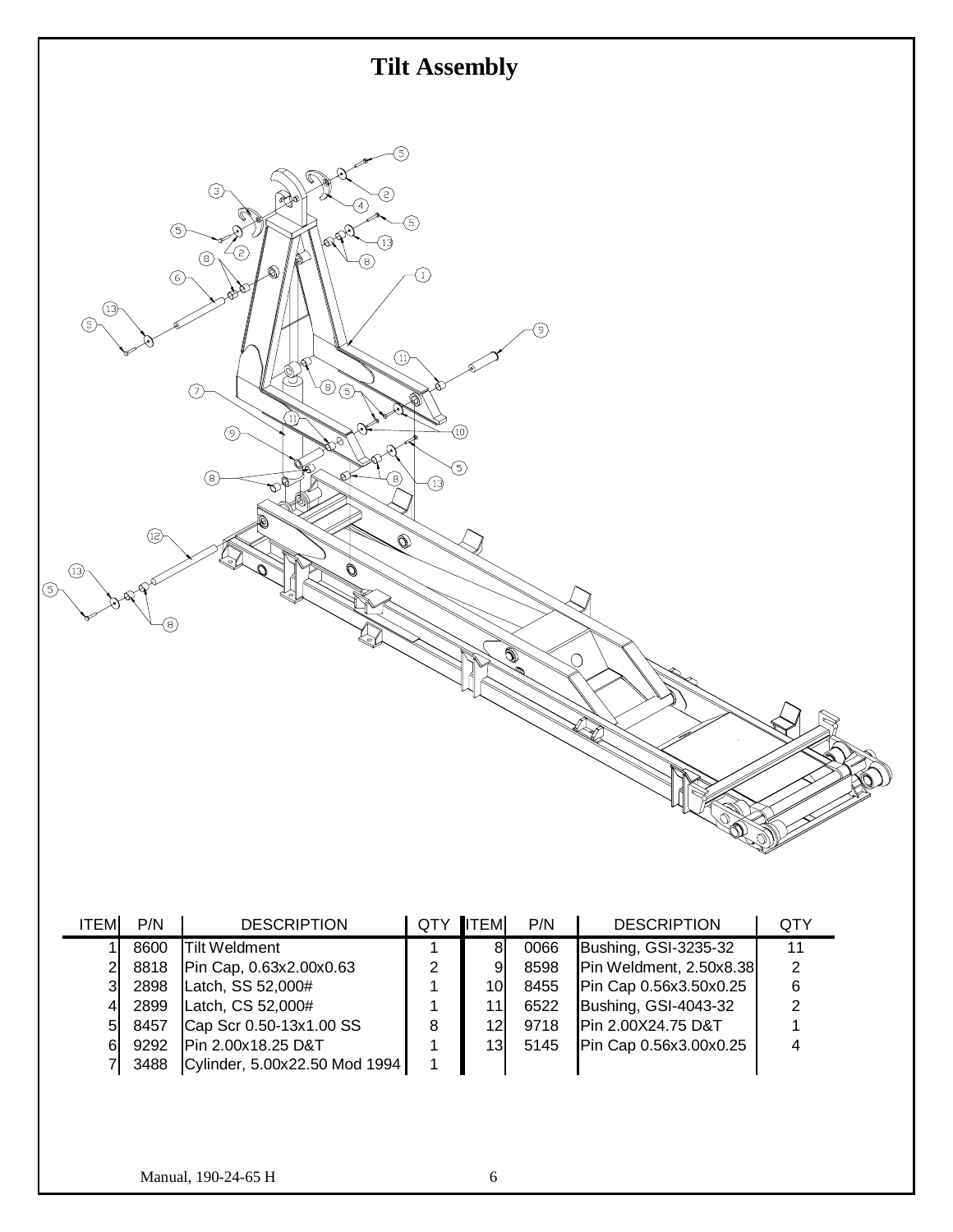# Tilt Assembly

| ITEM | P/N | DESCRIPTION | QTY | ITEM | P/N | DESCRIPTION | QTY |
|---|---|---|---|---|---|---|---|
| 1 | 8600 | Tilt Weldment | 1 | 8 | 0066 | Bushing, GSI-3235-32 | 11 |
| 2 | 8818 | Pin Cap, 0.63x2.00x0.63 | 2 | 9 | 8598 | Pin Weldment, 2.50x8.38 | 2 |
| 3 | 2898 | Latch, SS 52,000# | 1 | 10 | 8455 | Pin Cap 0.56x3.50x0.25 | 6 |
| 4 | 2899 | Latch, CS 52,000# | 1 | 11 | 6522 | Bushing, GSI-4043-32 | 2 |
| 5 | 8457 | Cap Scr 0.50-13x1.00 SS | 8 | 12 | 9718 | Pin 2.00X24.75 D&T | 1 |
| 6 | 9292 | Pin 2.00x18.25 D&T | 1 | 13 | 5145 | Pin Cap 0.56x3.00x0.25 | 4 |
| 7 | 3488 | Cylinder, 5.00x22.50 Mod 1994 | 1 | | | | |

Manual, 190-24-65 H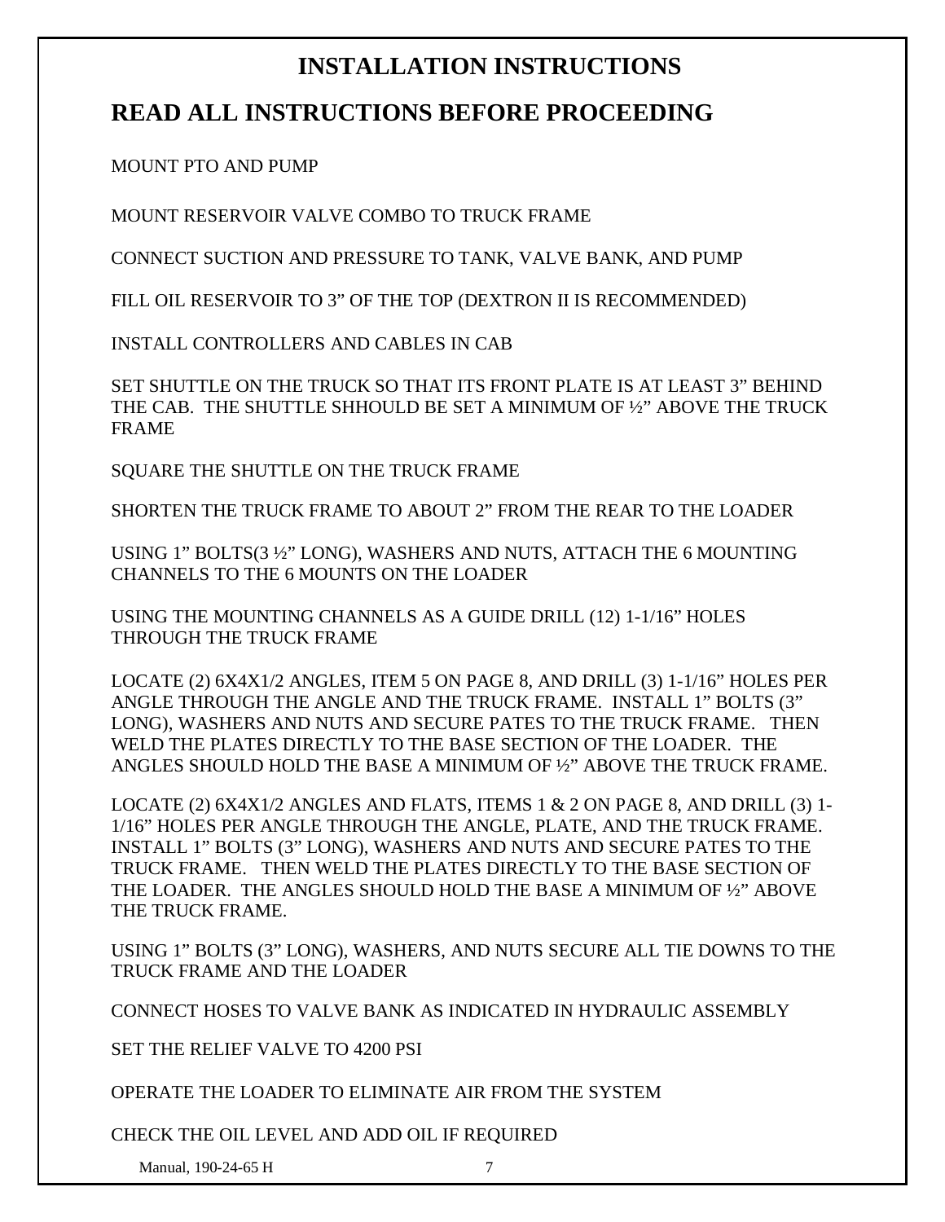# INSTALLATION INSTRUCTIONS

# READ ALL INSTRUCTIONS BEFORE PROCEEDING

MOUNT PTO AND PUMP

MOUNT RESERVOIR VALVE COMBO TO TRUCK FRAME

CONNECT SUCTION AND PRESSURE TO TANK, VALVE BANK, AND PUMP

FILL OIL RESERVOIR TO 3" OF THE TOP (DEXTRON II IS RECOMMENDED)

INSTALL CONTROLLERS AND CABLES IN CAB

SET SHUTTLE ON THE TRUCK SO THAT ITS FRONT PLATE IS AT LEAST 3" BEHIND THE CAB. THE SHUTTLE SHHOULD BE SET A MINIMUM OF ½" ABOVE THE TRUCK FRAME

SQUARE THE SHUTTLE ON THE TRUCK FRAME

SHORTEN THE TRUCK FRAME TO ABOUT 2" FROM THE REAR TO THE LOADER

USING 1" BOLTS(3 ½" LONG), WASHERS AND NUTS, ATTACH THE 6 MOUNTING CHANNELS TO THE 6 MOUNTS ON THE LOADER

USING THE MOUNTING CHANNELS AS A GUIDE DRILL (12) 1-1/16" HOLES THROUGH THE TRUCK FRAME

LOCATE (2) 6X4X1/2 ANGLES, ITEM 5 ON PAGE 8, AND DRILL (3) 1-1/16" HOLES PER ANGLE THROUGH THE ANGLE AND THE TRUCK FRAME. INSTALL 1" BOLTS (3" LONG), WASHERS AND NUTS AND SECURE PATES TO THE TRUCK FRAME. THEN WELD THE PLATES DIRECTLY TO THE BASE SECTION OF THE LOADER. THE ANGLES SHOULD HOLD THE BASE A MINIMUM OF ½" ABOVE THE TRUCK FRAME.

LOCATE (2) 6X4X1/2 ANGLES AND FLATS, ITEMS 1 & 2 ON PAGE 8, AND DRILL (3) 1-1/16" HOLES PER ANGLE THROUGH THE ANGLE, PLATE, AND THE TRUCK FRAME. INSTALL 1" BOLTS (3" LONG), WASHERS AND NUTS AND SECURE PATES TO THE TRUCK FRAME. THEN WELD THE PLATES DIRECTLY TO THE BASE SECTION OF THE LOADER. THE ANGLES SHOULD HOLD THE BASE A MINIMUM OF ½" ABOVE THE TRUCK FRAME.

USING 1" BOLTS (3" LONG), WASHERS, AND NUTS SECURE ALL TIE DOWNS TO THE TRUCK FRAME AND THE LOADER

CONNECT HOSES TO VALVE BANK AS INDICATED IN HYDRAULIC ASSEMBLY

SET THE RELIEF VALVE TO 4200 PSI

OPERATE THE LOADER TO ELIMINATE AIR FROM THE SYSTEM

CHECK THE OIL LEVEL AND ADD OIL IF REQUIRED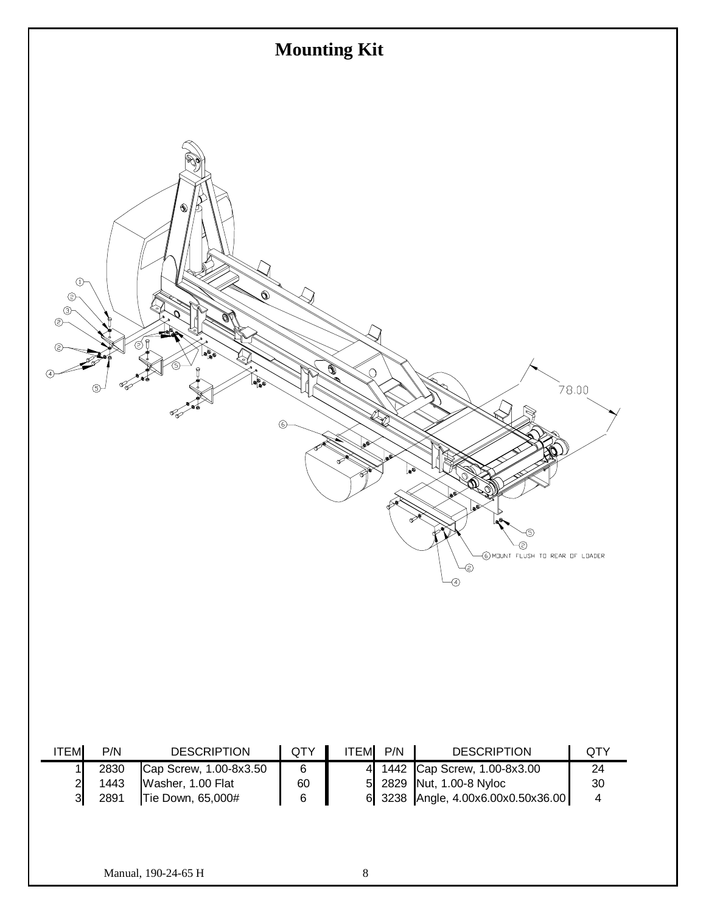# Mounting Kit

78.00

6 MOUNT FLUSH TO REAR OF LOADER

| ITEM | P/N | DESCRIPTION | QTY | ITEM | P/N | DESCRIPTION | QTY |
|---|---|---|---|---|---|---|---|
| 1 | 2830 | Cap Screw, 1.00-8x3.50 | 6 | 4 | 1442 | Cap Screw, 1.00-8x3.00 | 24 |
| 2 | 1443 | Washer, 1.00 Flat | 60 | 5 | 2829 | Nut, 1.00-8 Nyloc | 30 |
| 3 | 2891 | Tie Down, 65,000# | 6 | 6 | 3238 | Angle, 4.00x6.00x0.50x36.00 | 4 |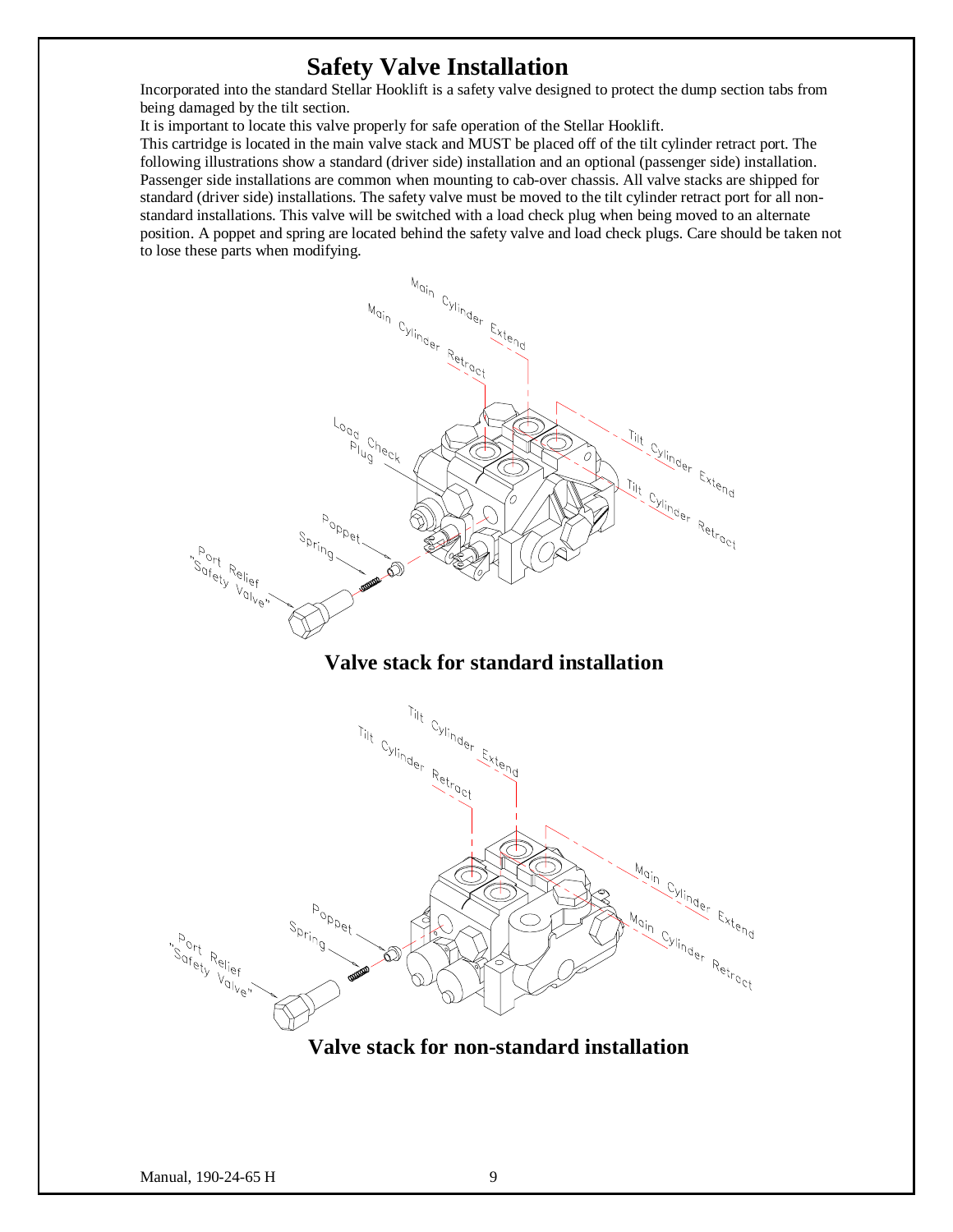# Safety Valve Installation

Incorporated into the standard Stellar Hooklift is a safety valve designed to protect the dump section tabs from being damaged by the tilt section.

It is important to locate this valve properly for safe operation of the Stellar Hooklift.

This cartridge is located in the main valve stack and MUST be placed off of the tilt cylinder retract port. The following illustrations show a standard (driver side) installation and an optional (passenger side) installation. Passenger side installations are common when mounting to cab-over chassis. All valve stacks are shipped for standard (driver side) installations. The safety valve must be moved to the tilt cylinder retract port for all non-standard installations. This valve will be switched with a load check plug when being moved to an alternate position. A poppet and spring are located behind the safety valve and load check plugs. Care should be taken not to lose these parts when modifying.

Main Cylinder Extend
Main Cylinder Retract
Tilt Cylinder Extend
Tilt Cylinder Retract
Load Check Plug
Poppet
Spring
Port Relief "Safety Valve"

**Valve stack for standard installation**

Tilt Cylinder Extend
Tilt Cylinder Retract
Main Cylinder Extend
Main Cylinder Retract
Poppet
Spring
Port Relief "Safety Valve"

**Valve stack for non-standard installation**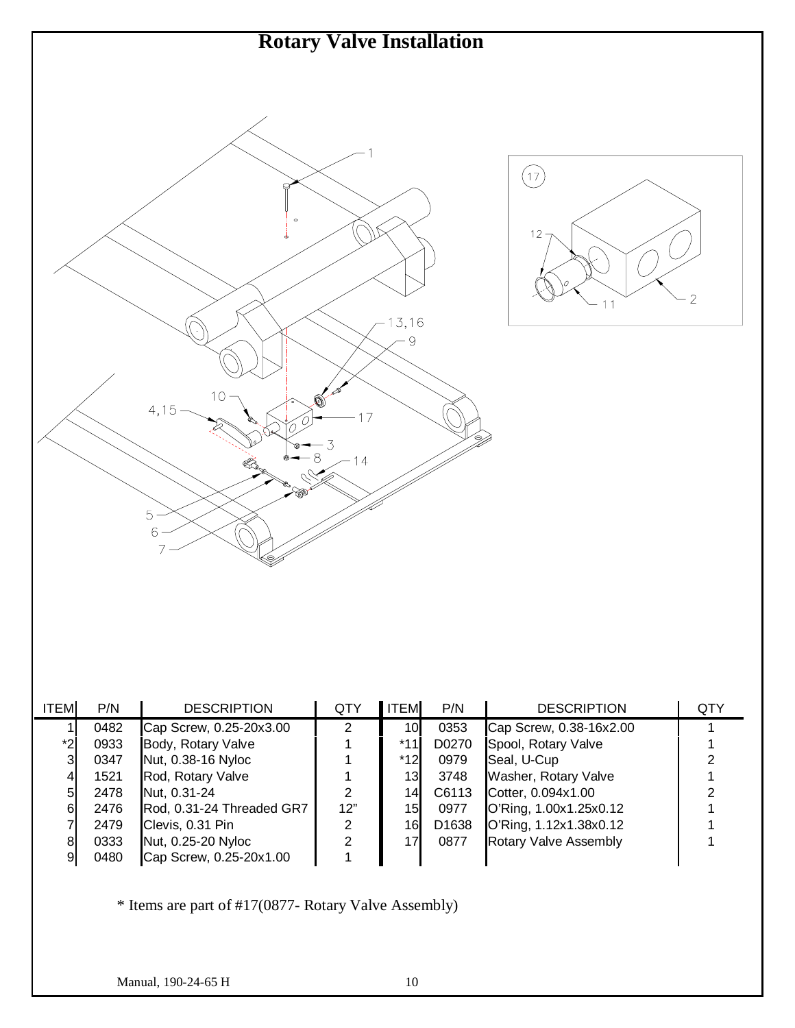# Rotary Valve Installation

| ITEM | P/N | DESCRIPTION | QTY | ITEM | P/N | DESCRIPTION | QTY |
|---|---|---|---|---|---|---|---|
| 1 | 0482 | Cap Screw, 0.25-20x3.00 | 2 | 10 | 0353 | Cap Screw, 0.38-16x2.00 | 1 |
| *2 | 0933 | Body, Rotary Valve | 1 | *11 | D0270 | Spool, Rotary Valve | 1 |
| 3 | 0347 | Nut, 0.38-16 Nyloc | 1 | *12 | 0979 | Seal, U-Cup | 2 |
| 4 | 1521 | Rod, Rotary Valve | 1 | 13 | 3748 | Washer, Rotary Valve | 1 |
| 5 | 2478 | Nut, 0.31-24 | 2 | 14 | C6113 | Cotter, 0.094x1.00 | 2 |
| 6 | 2476 | Rod, 0.31-24 Threaded GR7 | 12" | 15 | 0977 | O'Ring, 1.00x1.25x0.12 | 1 |
| 7 | 2479 | Clevis, 0.31 Pin | 2 | 16 | D1638 | O'Ring, 1.12x1.38x0.12 | 1 |
| 8 | 0333 | Nut, 0.25-20 Nyloc | 2 | 17 | 0877 | Rotary Valve Assembly | 1 |
| 9 | 0480 | Cap Screw, 0.25-20x1.00 | 1 | | | | |

* Items are part of #17(0877- Rotary Valve Assembly)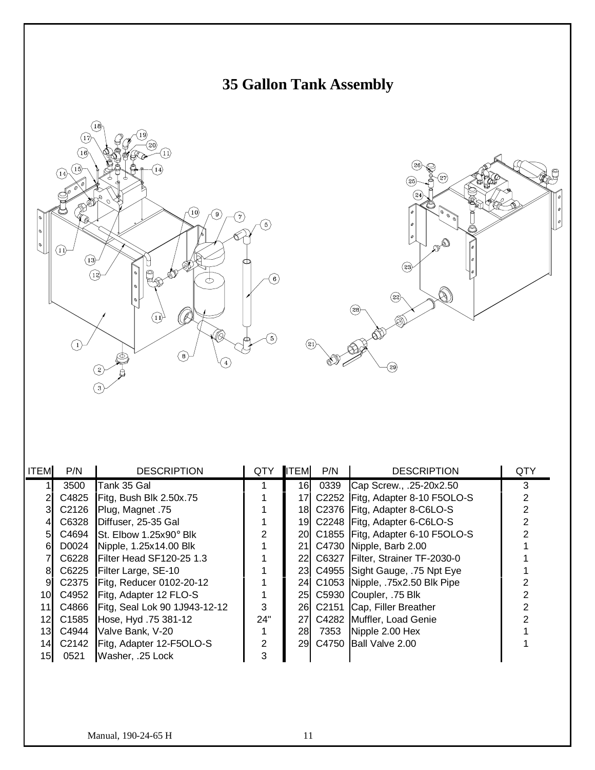# 35 Gallon Tank Assembly

| ITEM | P/N | DESCRIPTION | QTY | ITEM | P/N | DESCRIPTION | QTY |
|---|---|---|---|---|---|---|---|
| 1 | 3500 | Tank 35 Gal | 1 | 16 | 0339 | Cap Screw., .25-20x2.50 | 3 |
| 2 | C4825 | Fitg, Bush Blk 2.50x.75 | 1 | 17 | C2252 | Fitg, Adapter 8-10 F5OLO-S | 2 |
| 3 | C2126 | Plug, Magnet .75 | 1 | 18 | C2376 | Fitg, Adapter 8-C6LO-S | 2 |
| 4 | C6328 | Diffuser, 25-35 Gal | 1 | 19 | C2248 | Fitg, Adapter 6-C6LO-S | 2 |
| 5 | C4694 | St. Elbow 1.25x90° Blk | 2 | 20 | C1855 | Fitg, Adapter 6-10 F5OLO-S | 2 |
| 6 | D0024 | Nipple, 1.25x14.00 Blk | 1 | 21 | C4730 | Nipple, Barb 2.00 | 1 |
| 7 | C6228 | Filter Head SF120-25 1.3 | 1 | 22 | C6327 | Filter, Strainer TF-2030-0 | 1 |
| 8 | C6225 | Filter Large, SE-10 | 1 | 23 | C4955 | Sight Gauge, .75 Npt Eye | 1 |
| 9 | C2375 | Fitg, Reducer 0102-20-12 | 1 | 24 | C1053 | Nipple, .75x2.50 Blk Pipe | 2 |
| 10 | C4952 | Fitg, Adapter 12 FLO-S | 1 | 25 | C5930 | Coupler, .75 Blk | 2 |
| 11 | C4866 | Fitg, Seal Lok 90 1J943-12-12 | 3 | 26 | C2151 | Cap, Filler Breather | 2 |
| 12 | C1585 | Hose, Hyd .75 381-12 | 24" | 27 | C4282 | Muffler, Load Genie | 2 |
| 13 | C4944 | Valve Bank, V-20 | 1 | 28 | 7353 | Nipple 2.00 Hex | 1 |
| 14 | C2142 | Fitg, Adapter 12-F5OLO-S | 2 | 29 | C4750 | Ball Valve 2.00 | 1 |
| 15 | 0521 | Washer, .25 Lock | 3 | | | | |

Manual, 190-24-65 H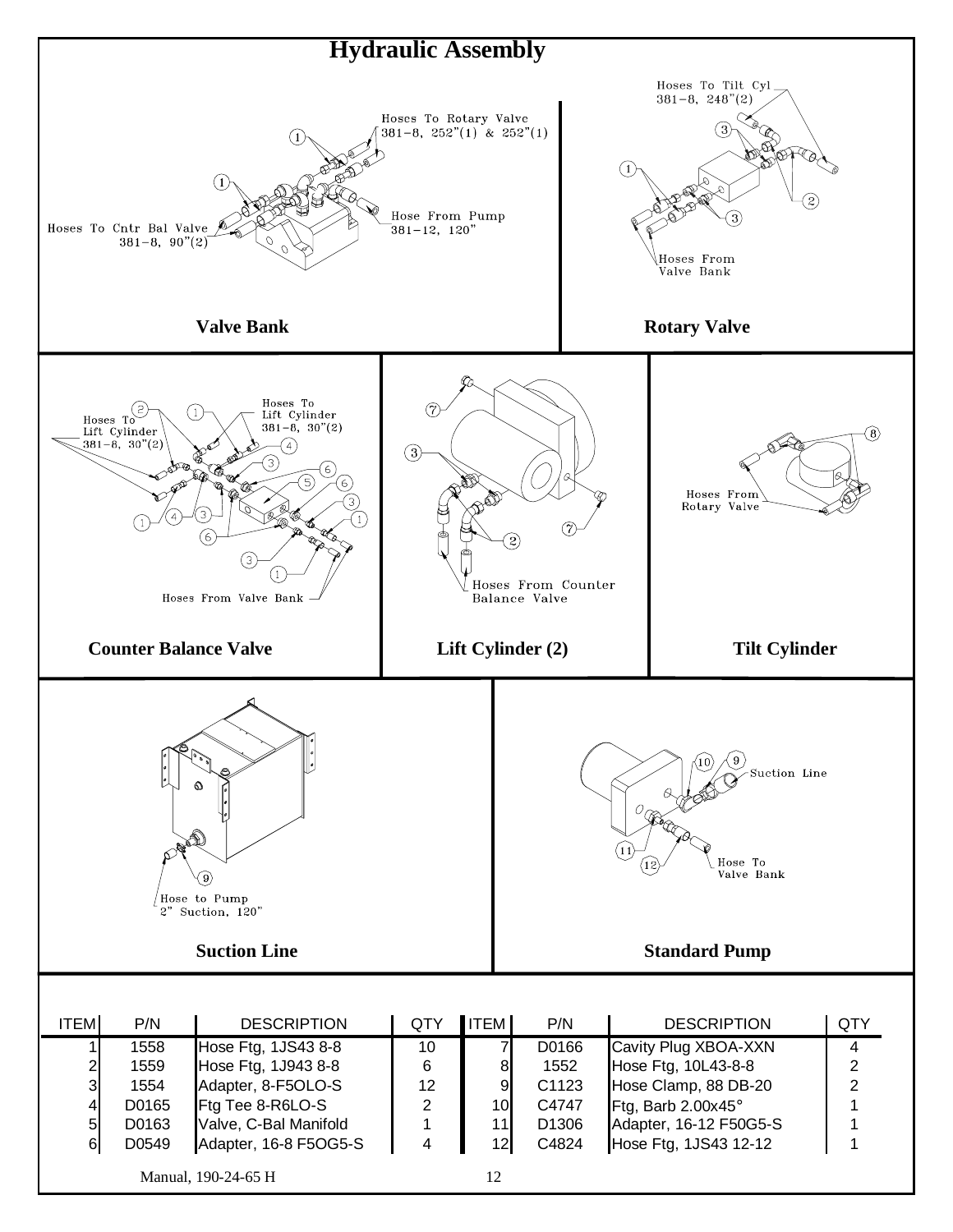# Hydraulic Assembly

## Valve Bank

Hoses To Rotary Valve
381-8, 252"(1) & 252"(1)

Hose From Pump
381-12, 120"

Hoses To Cntr Bal Valve
381-8, 90"(2)

## Rotary Valve

Hoses To Tilt Cyl
381-8, 248"(2)

Hoses From Valve Bank

## Counter Balance Valve

Hoses To Lift Cylinder
381-8, 30"(2)

Hoses To Lift Cylinder
381-8, 30"(2)

Hoses From Valve Bank

## Lift Cylinder (2)

Hoses From Counter Balance Valve

## Tilt Cylinder

Hoses From Rotary Valve

## Suction Line

Hose to Pump
2" Suction, 120"

## Standard Pump

Suction Line

Hose To Valve Bank

| ITEM | P/N | DESCRIPTION | QTY | ITEM | P/N | DESCRIPTION | QTY |
|---|---|---|---|---|---|---|---|
| 1 | 1558 | Hose Ftg, 1JS43 8-8 | 10 | 7 | D0166 | Cavity Plug XBOA-XXN | 4 |
| 2 | 1559 | Hose Ftg, 1J943 8-8 | 6 | 8 | 1552 | Hose Ftg, 10L43-8-8 | 2 |
| 3 | 1554 | Adapter, 8-F5OLO-S | 12 | 9 | C1123 | Hose Clamp, 88 DB-20 | 2 |
| 4 | D0165 | Ftg Tee 8-R6LO-S | 2 | 10 | C4747 | Ftg, Barb 2.00x45° | 1 |
| 5 | D0163 | Valve, C-Bal Manifold | 1 | 11 | D1306 | Adapter, 16-12 F50G5-S | 1 |
| 6 | D0549 | Adapter, 16-8 F5OG5-S | 4 | 12 | C4824 | Hose Ftg, 1JS43 12-12 | 1 |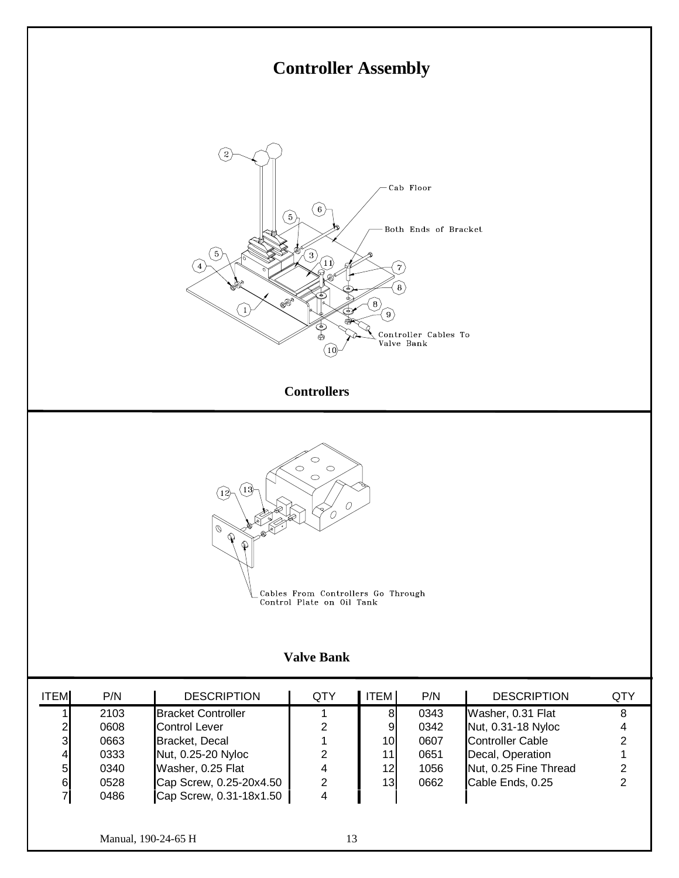# Controller Assembly

Cab Floor

Both Ends of Bracket

Controller Cables To Valve Bank

**Controllers**

Cables From Controllers Go Through Control Plate on Oil Tank

**Valve Bank**

| ITEM | P/N | DESCRIPTION | QTY | ITEM | P/N | DESCRIPTION | QTY |
|---|---|---|---|---|---|---|---|
| 1 | 2103 | Bracket Controller | 1 | 8 | 0343 | Washer, 0.31 Flat | 8 |
| 2 | 0608 | Control Lever | 2 | 9 | 0342 | Nut, 0.31-18 Nyloc | 4 |
| 3 | 0663 | Bracket, Decal | 1 | 10 | 0607 | Controller Cable | 2 |
| 4 | 0333 | Nut, 0.25-20 Nyloc | 2 | 11 | 0651 | Decal, Operation | 1 |
| 5 | 0340 | Washer, 0.25 Flat | 4 | 12 | 1056 | Nut, 0.25 Fine Thread | 2 |
| 6 | 0528 | Cap Screw, 0.25-20x4.50 | 2 | 13 | 0662 | Cable Ends, 0.25 | 2 |
| 7 | 0486 | Cap Screw, 0.31-18x1.50 | 4 | | | | |

Manual, 190-24-65 H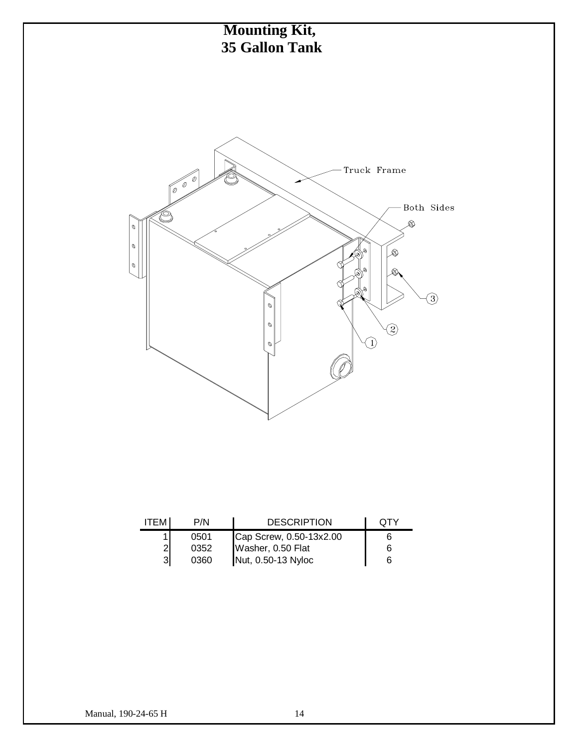# Mounting Kit, 35 Gallon Tank

Truck Frame

Both Sides

| ITEM | P/N | DESCRIPTION | QTY |
|---|---|---|---|
| 1 | 0501 | Cap Screw, 0.50-13x2.00 | 6 |
| 2 | 0352 | Washer, 0.50 Flat | 6 |
| 3 | 0360 | Nut, 0.50-13 Nyloc | 6 |

Manual, 190-24-65 H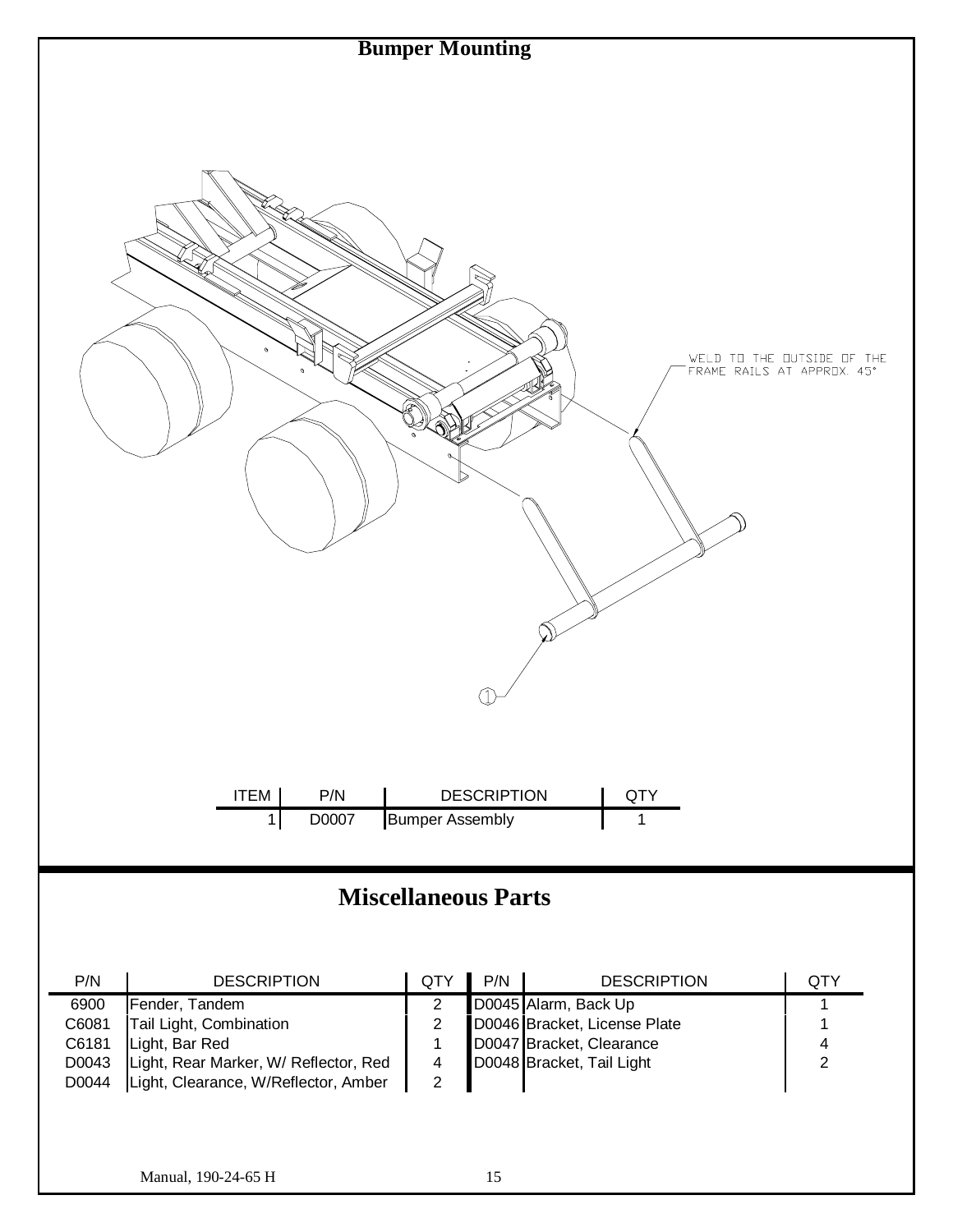# Bumper Mounting

WELD TO THE OUTSIDE OF THE FRAME RAILS AT APPROX. 45°

| ITEM | P/N | DESCRIPTION | QTY |
| --- | --- | --- | --- |
| 1 | D0007 | Bumper Assembly | 1 |

# Miscellaneous Parts

| P/N | DESCRIPTION | QTY | P/N | DESCRIPTION | QTY |
| --- | --- | --- | --- | --- | --- |
| 6900 | Fender, Tandem | 2 | D0045 | Alarm, Back Up | 1 |
| C6081 | Tail Light, Combination | 2 | D0046 | Bracket, License Plate | 1 |
| C6181 | Light, Bar Red | 1 | D0047 | Bracket, Clearance | 4 |
| D0043 | Light, Rear Marker, W/ Reflector, Red | 4 | D0048 | Bracket, Tail Light | 2 |
| D0044 | Light, Clearance, W/Reflector, Amber | 2 | | | |

Manual, 190-24-65 H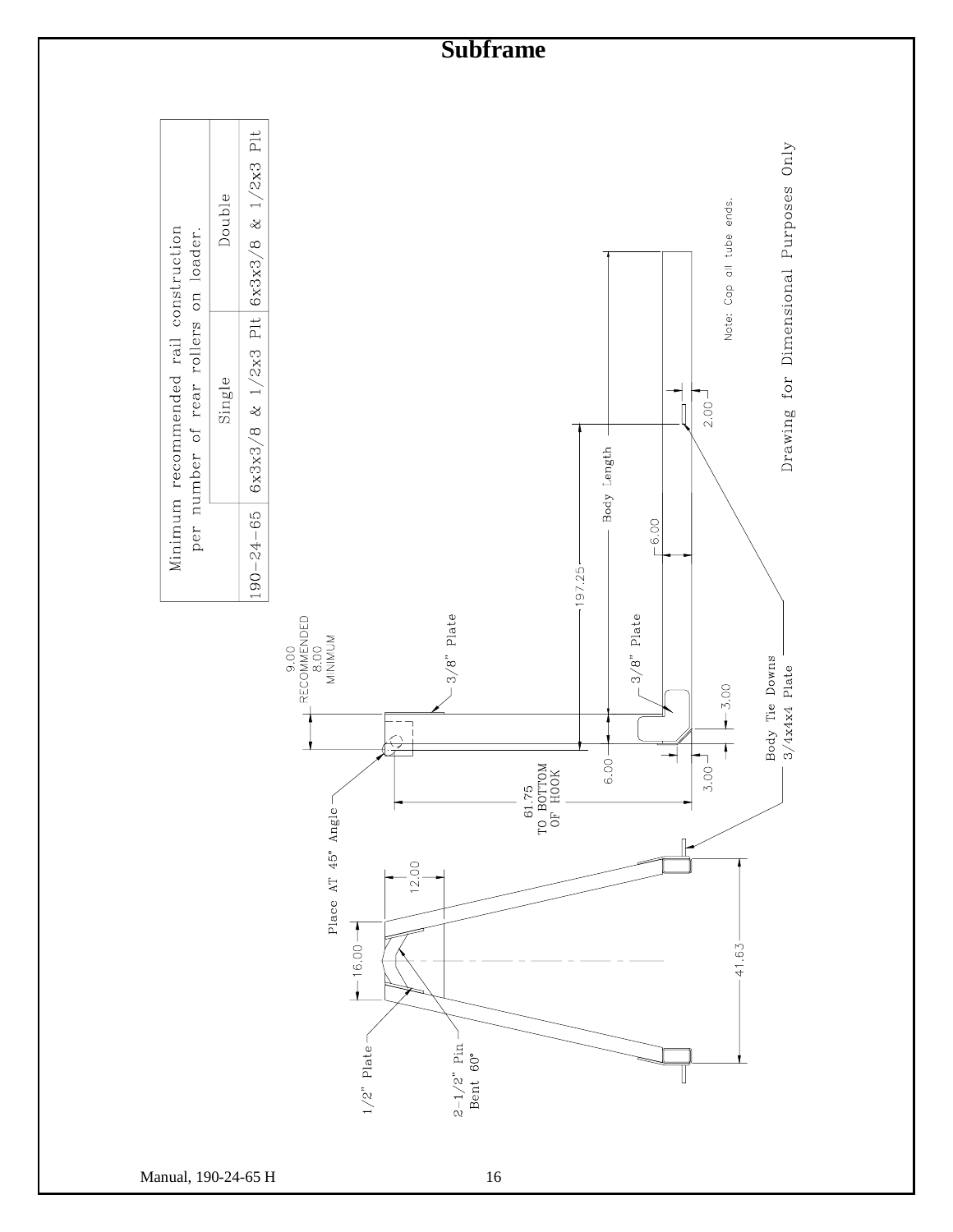# Subframe

| Minimum recommended rail construction per number of rear rollers on loader. | | |
|---|---|---|
| | Single | Double |
| 190-24-65 | 6x3x3/8 & 1/2x3 Plt | 6x3x3/8 & 1/2x3 Plt |

9.00 RECOMMENDED
8.00 MINIMUM

3/8" Plate

3/8" Plate

197.25

Body Length

6.00

2.00

Note: Cap all tube ends.

Drawing for Dimensional Purposes Only

3.00

3.00

6.00

61.75 TO BOTTOM OF HOOK

Place AT 45° Angle

Body Tie Downs
3/4x4x4 Plate

12.00

16.00

41.63

1/2" Plate

2-1/2" Pin
Bent 60°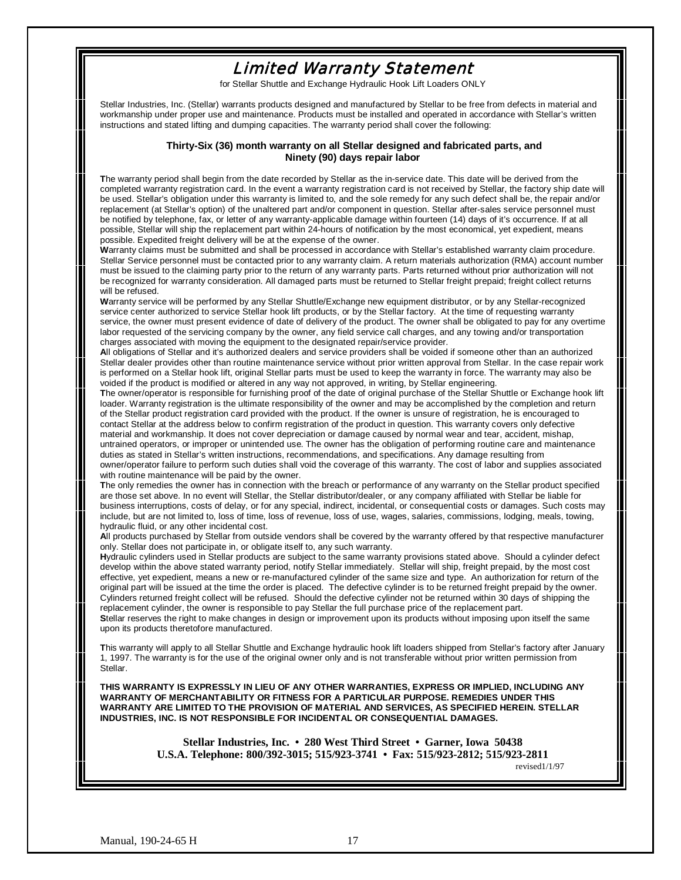# *Limited Warranty Statement*

for Stellar Shuttle and Exchange Hydraulic Hook Lift Loaders ONLY

Stellar Industries, Inc. (Stellar) warrants products designed and manufactured by Stellar to be free from defects in material and workmanship under proper use and maintenance. Products must be installed and operated in accordance with Stellar's written instructions and stated lifting and dumping capacities. The warranty period shall cover the following:

**Thirty-Six (36) month warranty on all Stellar designed and fabricated parts, and Ninety (90) days repair labor**

**T**he warranty period shall begin from the date recorded by Stellar as the in-service date. This date will be derived from the completed warranty registration card. In the event a warranty registration card is not received by Stellar, the factory ship date will be used. Stellar's obligation under this warranty is limited to, and the sole remedy for any such defect shall be, the repair and/or replacement (at Stellar's option) of the unaltered part and/or component in question. Stellar after-sales service personnel must be notified by telephone, fax, or letter of any warranty-applicable damage within fourteen (14) days of it's occurrence. If at all possible, Stellar will ship the replacement part within 24-hours of notification by the most economical, yet expedient, means possible. Expedited freight delivery will be at the expense of the owner.

**W**arranty claims must be submitted and shall be processed in accordance with Stellar's established warranty claim procedure. Stellar Service personnel must be contacted prior to any warranty claim. A return materials authorization (RMA) account number must be issued to the claiming party prior to the return of any warranty parts. Parts returned without prior authorization will not be recognized for warranty consideration. All damaged parts must be returned to Stellar freight prepaid; freight collect returns will be refused.

**W**arranty service will be performed by any Stellar Shuttle/Exchange new equipment distributor, or by any Stellar-recognized service center authorized to service Stellar hook lift products, or by the Stellar factory. At the time of requesting warranty service, the owner must present evidence of date of delivery of the product. The owner shall be obligated to pay for any overtime labor requested of the servicing company by the owner, any field service call charges, and any towing and/or transportation charges associated with moving the equipment to the designated repair/service provider.

**A**ll obligations of Stellar and it's authorized dealers and service providers shall be voided if someone other than an authorized Stellar dealer provides other than routine maintenance service without prior written approval from Stellar. In the case repair work is performed on a Stellar hook lift, original Stellar parts must be used to keep the warranty in force. The warranty may also be voided if the product is modified or altered in any way not approved, in writing, by Stellar engineering.

**T**he owner/operator is responsible for furnishing proof of the date of original purchase of the Stellar Shuttle or Exchange hook lift loader. Warranty registration is the ultimate responsibility of the owner and may be accomplished by the completion and return of the Stellar product registration card provided with the product. If the owner is unsure of registration, he is encouraged to contact Stellar at the address below to confirm registration of the product in question. This warranty covers only defective material and workmanship. It does not cover depreciation or damage caused by normal wear and tear, accident, mishap, untrained operators, or improper or unintended use. The owner has the obligation of performing routine care and maintenance duties as stated in Stellar's written instructions, recommendations, and specifications. Any damage resulting from owner/operator failure to perform such duties shall void the coverage of this warranty. The cost of labor and supplies associated with routine maintenance will be paid by the owner.

**T**he only remedies the owner has in connection with the breach or performance of any warranty on the Stellar product specified are those set above. In no event will Stellar, the Stellar distributor/dealer, or any company affiliated with Stellar be liable for business interruptions, costs of delay, or for any special, indirect, incidental, or consequential costs or damages. Such costs may include, but are not limited to, loss of time, loss of revenue, loss of use, wages, salaries, commissions, lodging, meals, towing, hydraulic fluid, or any other incidental cost.

**A**ll products purchased by Stellar from outside vendors shall be covered by the warranty offered by that respective manufacturer only. Stellar does not participate in, or obligate itself to, any such warranty.

**H**ydraulic cylinders used in Stellar products are subject to the same warranty provisions stated above. Should a cylinder defect develop within the above stated warranty period, notify Stellar immediately. Stellar will ship, freight prepaid, by the most cost effective, yet expedient, means a new or re-manufactured cylinder of the same size and type. An authorization for return of the original part will be issued at the time the order is placed. The defective cylinder is to be returned freight prepaid by the owner. Cylinders returned freight collect will be refused. Should the defective cylinder not be returned within 30 days of shipping the replacement cylinder, the owner is responsible to pay Stellar the full purchase price of the replacement part.

**S**tellar reserves the right to make changes in design or improvement upon its products without imposing upon itself the same upon its products theretofore manufactured.

**T**his warranty will apply to all Stellar Shuttle and Exchange hydraulic hook lift loaders shipped from Stellar's factory after January 1, 1997. The warranty is for the use of the original owner only and is not transferable without prior written permission from Stellar.

**THIS WARRANTY IS EXPRESSLY IN LIEU OF ANY OTHER WARRANTIES, EXPRESS OR IMPLIED, INCLUDING ANY WARRANTY OF MERCHANTABILITY OR FITNESS FOR A PARTICULAR PURPOSE. REMEDIES UNDER THIS WARRANTY ARE LIMITED TO THE PROVISION OF MATERIAL AND SERVICES, AS SPECIFIED HEREIN. STELLAR INDUSTRIES, INC. IS NOT RESPONSIBLE FOR INCIDENTAL OR CONSEQUENTIAL DAMAGES.**

**Stellar Industries, Inc. • 280 West Third Street • Garner, Iowa 50438**
**U.S.A. Telephone: 800/392-3015; 515/923-3741 • Fax: 515/923-2812; 515/923-2811**

revised1/1/97

Manual, 190-24-65 H